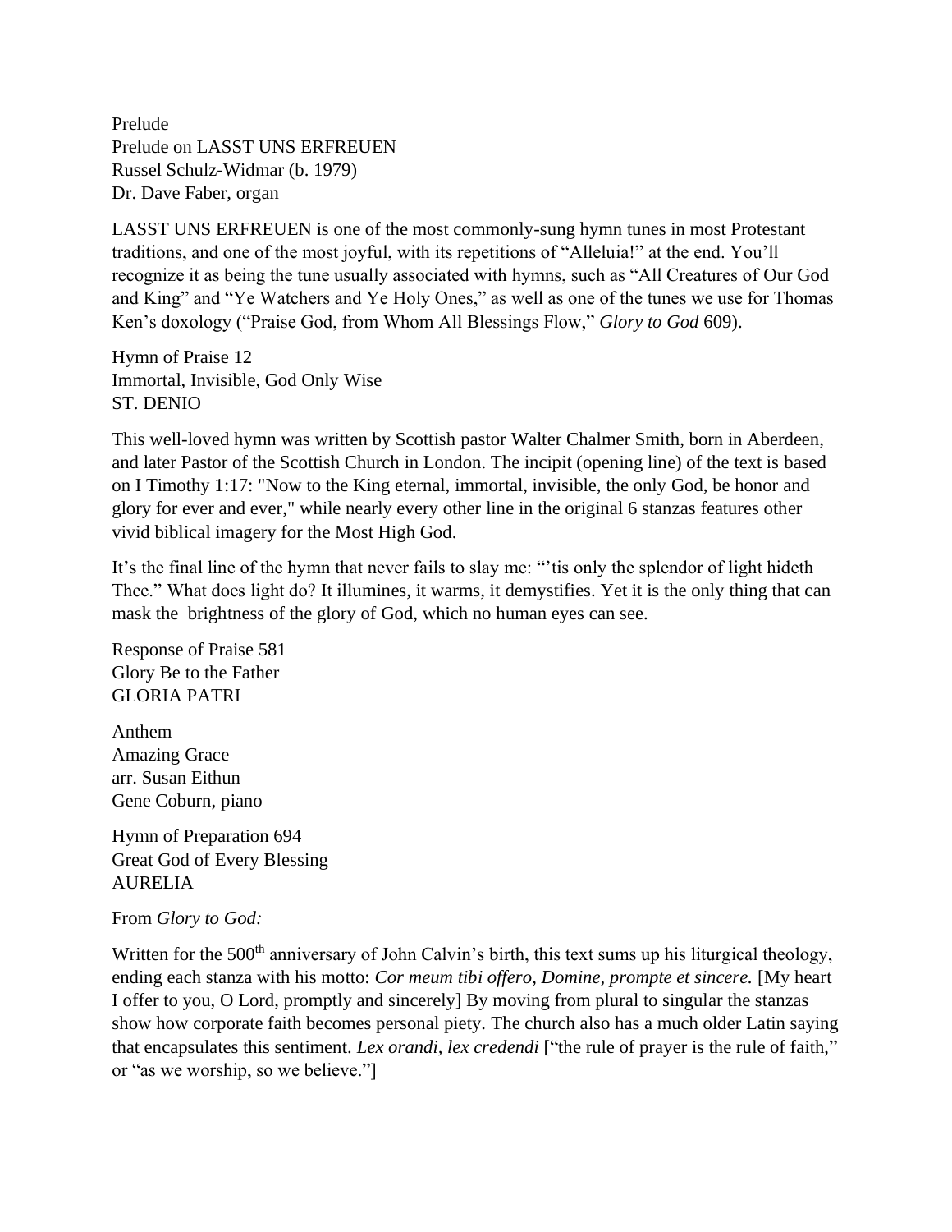Prelude
Prelude on LASST UNS ERFREUEN
Russel Schulz-Widmar (b. 1979)
Dr. Dave Faber, organ

LASST UNS ERFREUEN is one of the most commonly-sung hymn tunes in most Protestant traditions, and one of the most joyful, with its repetitions of "Alleluia!" at the end. You'll recognize it as being the tune usually associated with hymns, such as "All Creatures of Our God and King" and "Ye Watchers and Ye Holy Ones," as well as one of the tunes we use for Thomas Ken's doxology ("Praise God, from Whom All Blessings Flow," *Glory to God* 609).

Hymn of Praise 12
Immortal, Invisible, God Only Wise
ST. DENIO

This well-loved hymn was written by Scottish pastor Walter Chalmer Smith, born in Aberdeen, and later Pastor of the Scottish Church in London. The incipit (opening line) of the text is based on I Timothy 1:17: "Now to the King eternal, immortal, invisible, the only God, be honor and glory for ever and ever," while nearly every other line in the original 6 stanzas features other vivid biblical imagery for the Most High God.

It's the final line of the hymn that never fails to slay me: "'tis only the splendor of light hideth Thee." What does light do? It illumines, it warms, it demystifies. Yet it is the only thing that can mask the brightness of the glory of God, which no human eyes can see.

Response of Praise 581
Glory Be to the Father
GLORIA PATRI

Anthem
Amazing Grace
arr. Susan Eithun
Gene Coburn, piano

Hymn of Preparation 694
Great God of Every Blessing
AURELIA

From *Glory to God:*

Written for the 500th anniversary of John Calvin's birth, this text sums up his liturgical theology, ending each stanza with his motto: *Cor meum tibi offero, Domine, prompte et sincere.* [My heart I offer to you, O Lord, promptly and sincerely] By moving from plural to singular the stanzas show how corporate faith becomes personal piety. The church also has a much older Latin saying that encapsulates this sentiment. *Lex orandi, lex credendi* ["the rule of prayer is the rule of faith," or "as we worship, so we believe."]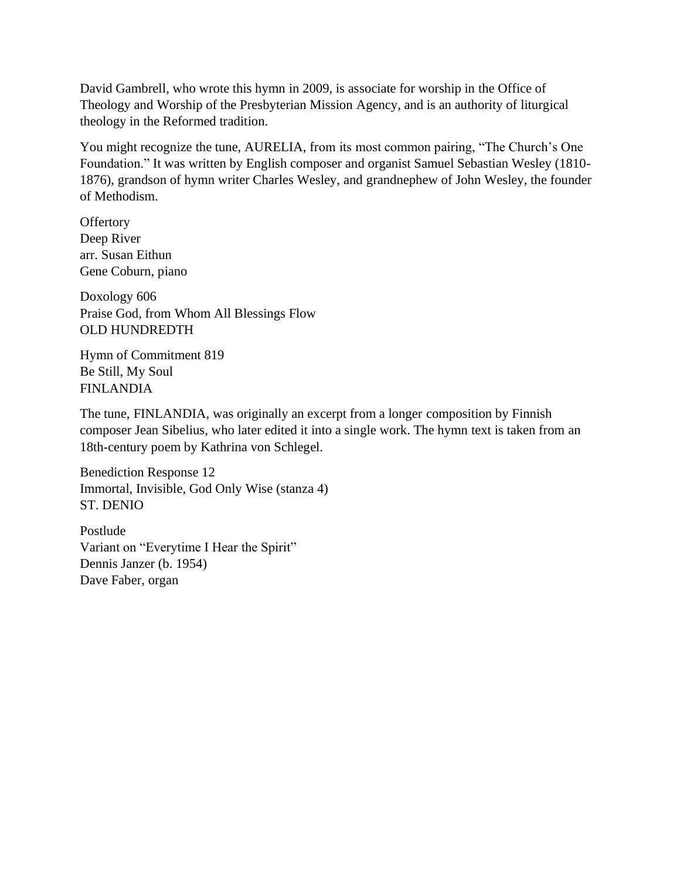David Gambrell, who wrote this hymn in 2009, is associate for worship in the Office of Theology and Worship of the Presbyterian Mission Agency, and is an authority of liturgical theology in the Reformed tradition.

You might recognize the tune, AURELIA, from its most common pairing, "The Church's One Foundation." It was written by English composer and organist Samuel Sebastian Wesley (1810-1876), grandson of hymn writer Charles Wesley, and grandnephew of John Wesley, the founder of Methodism.

Offertory  
Deep River  
arr. Susan Eithun  
Gene Coburn, piano

Doxology 606  
Praise God, from Whom All Blessings Flow  
OLD HUNDREDTH

Hymn of Commitment 819  
Be Still, My Soul  
FINLANDIA

The tune, FINLANDIA, was originally an excerpt from a longer composition by Finnish composer Jean Sibelius, who later edited it into a single work. The hymn text is taken from an 18th-century poem by Kathrina von Schlegel.

Benediction Response 12  
Immortal, Invisible, God Only Wise (stanza 4)  
ST. DENIO

Postlude  
Variant on "Everytime I Hear the Spirit"  
Dennis Janzer (b. 1954)  
Dave Faber, organ